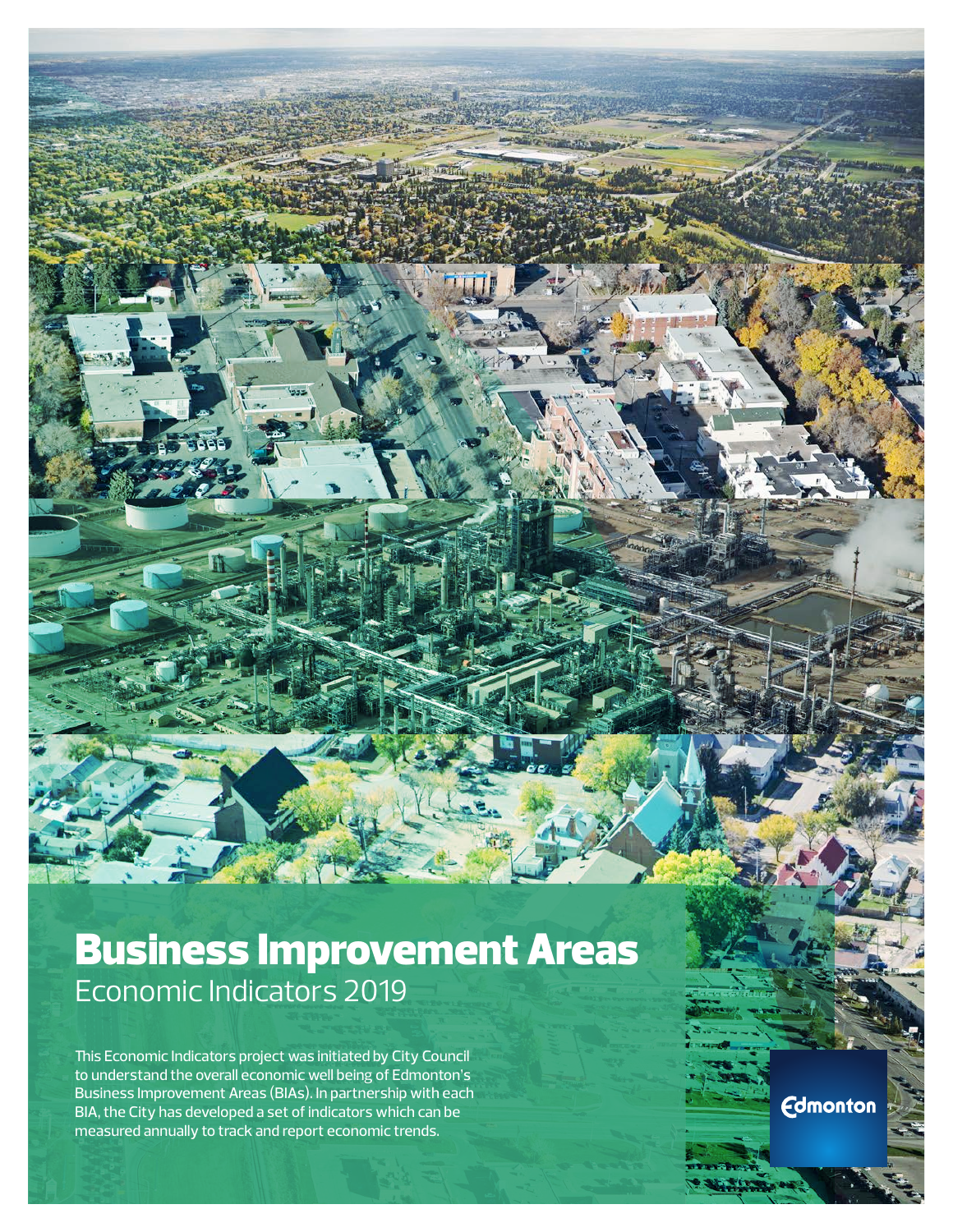# Business Improvement Areas

Economic Indicators 2019

This Economic Indicators project was initiated by City Council to understand the overall economic well being of Edmonton's Business Improvement Areas (BIAs). In partnership with each BIA, the City has developed a set of indicators which can be measured annually to track and report economic trends.

Edmonton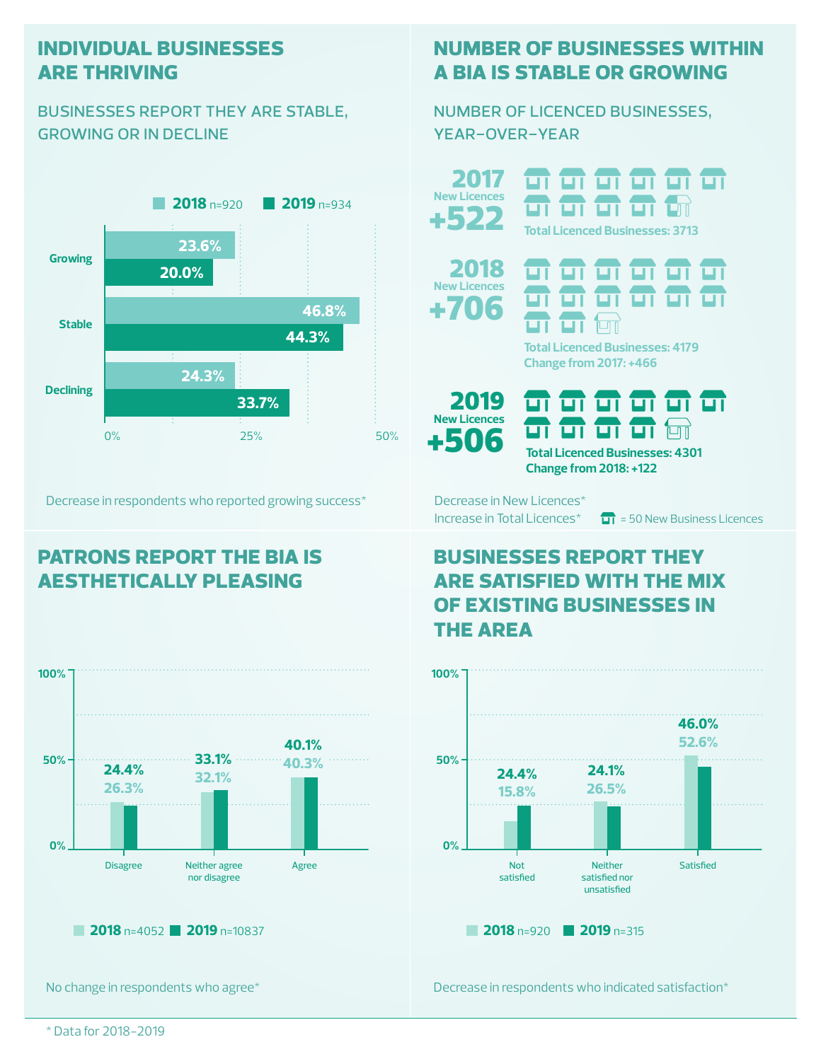## INDIVIDUAL BUSINESSES ARE THRIVING

### BUSINESSES REPORT THEY ARE STABLE, GROWING OR IN DECLINE

| | 2018 n=920 | 2019 n=934 |
|---|---|---|
| Growing | 23.6% | 20.0% |
| Stable | 46.8% | 44.3% |
| Declining | 24.3% | 33.7% |

Decrease in respondents who reported growing success*

## NUMBER OF BUSINESSES WITHIN A BIA IS STABLE OR GROWING

### NUMBER OF LICENCED BUSINESSES, YEAR-OVER-YEAR

**2017**
New Licences
**+522**
Total Licenced Businesses: 3713

**2018**
New Licences
**+706**
Total Licenced Businesses: 4179
Change from 2017: +466

**2019**
New Licences
**+506**
Total Licenced Businesses: 4301
Change from 2018: +122

Decrease in New Licences*
Increase in Total Licences*

(icon) = 50 New Business Licences

## PATRONS REPORT THE BIA IS AESTHETICALLY PLEASING

| | 2018 n=4052 | 2019 n=10837 |
|---|---|---|
| Disagree | 26.3% | 24.4% |
| Neither agree nor disagree | 32.1% | 33.1% |
| Agree | 40.3% | 40.1% |

No change in respondents who agree*

## BUSINESSES REPORT THEY ARE SATISFIED WITH THE MIX OF EXISTING BUSINESSES IN THE AREA

| | 2018 n=920 | 2019 n=315 |
|---|---|---|
| Not satisfied | 15.8% | 24.4% |
| Neither satisfied nor unsatisfied | 26.5% | 24.1% |
| Satisfied | 52.6% | 46.0% |

Decrease in respondents who indicated satisfaction*

\* Data for 2018–2019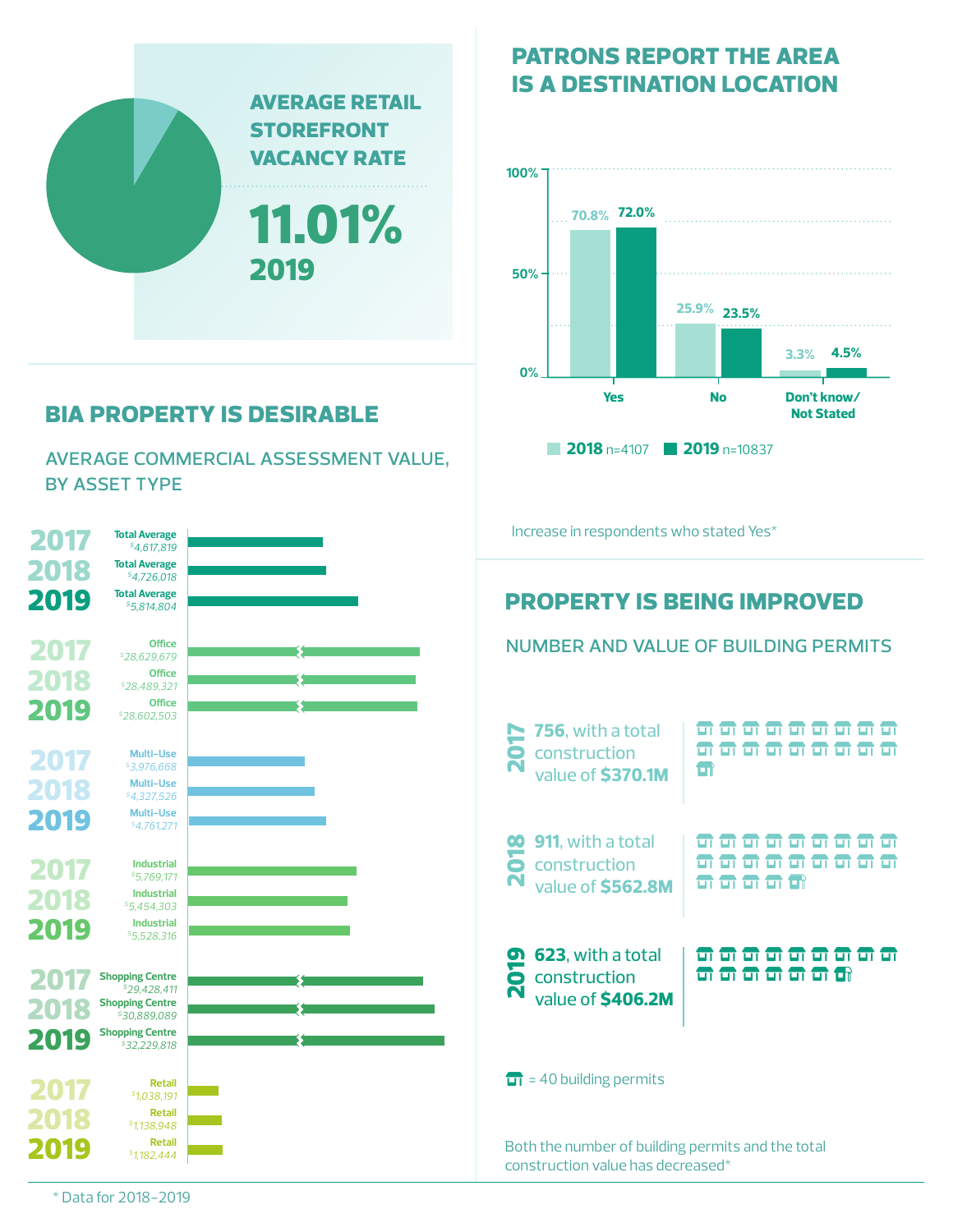## AVERAGE RETAIL STOREFRONT VACANCY RATE

**11.01%**
**2019**

## PATRONS REPORT THE AREA IS A DESTINATION LOCATION

| | 2018 n=4107 | 2019 n=10837 |
|---|---|---|
| Yes | 70.8% | 72.0% |
| No | 25.9% | 23.5% |
| Don't know/ Not Stated | 3.3% | 4.5% |

Increase in respondents who stated Yes*

## BIA PROPERTY IS DESIRABLE

AVERAGE COMMERCIAL ASSESSMENT VALUE, BY ASSET TYPE

| Year | Asset Type | Value |
|---|---|---|
| 2017 | Total Average | $4,617,819 |
| 2018 | Total Average | $4,726,018 |
| 2019 | Total Average | $5,814,804 |
| 2017 | Office | $28,629,679 |
| 2018 | Office | $28,489,321 |
| 2019 | Office | $28,602,503 |
| 2017 | Multi-Use | $3,976,668 |
| 2018 | Multi-Use | $4,327,526 |
| 2019 | Multi-Use | $4,761,271 |
| 2017 | Industrial | $5,769,171 |
| 2018 | Industrial | $5,454,303 |
| 2019 | Industrial | $5,528,316 |
| 2017 | Shopping Centre | $29,428,411 |
| 2018 | Shopping Centre | $30,889,089 |
| 2019 | Shopping Centre | $32,229,818 |
| 2017 | Retail | $1,038,191 |
| 2018 | Retail | $1,138,948 |
| 2019 | Retail | $1,182,444 |

## PROPERTY IS BEING IMPROVED

NUMBER AND VALUE OF BUILDING PERMITS

**2017** — **756**, with a total construction value of **$370.1M**

**2018** — **911**, with a total construction value of **$562.8M**

**2019** — **623**, with a total construction value of **$406.2M**

= 40 building permits

Both the number of building permits and the total construction value has decreased*

\* Data for 2018–2019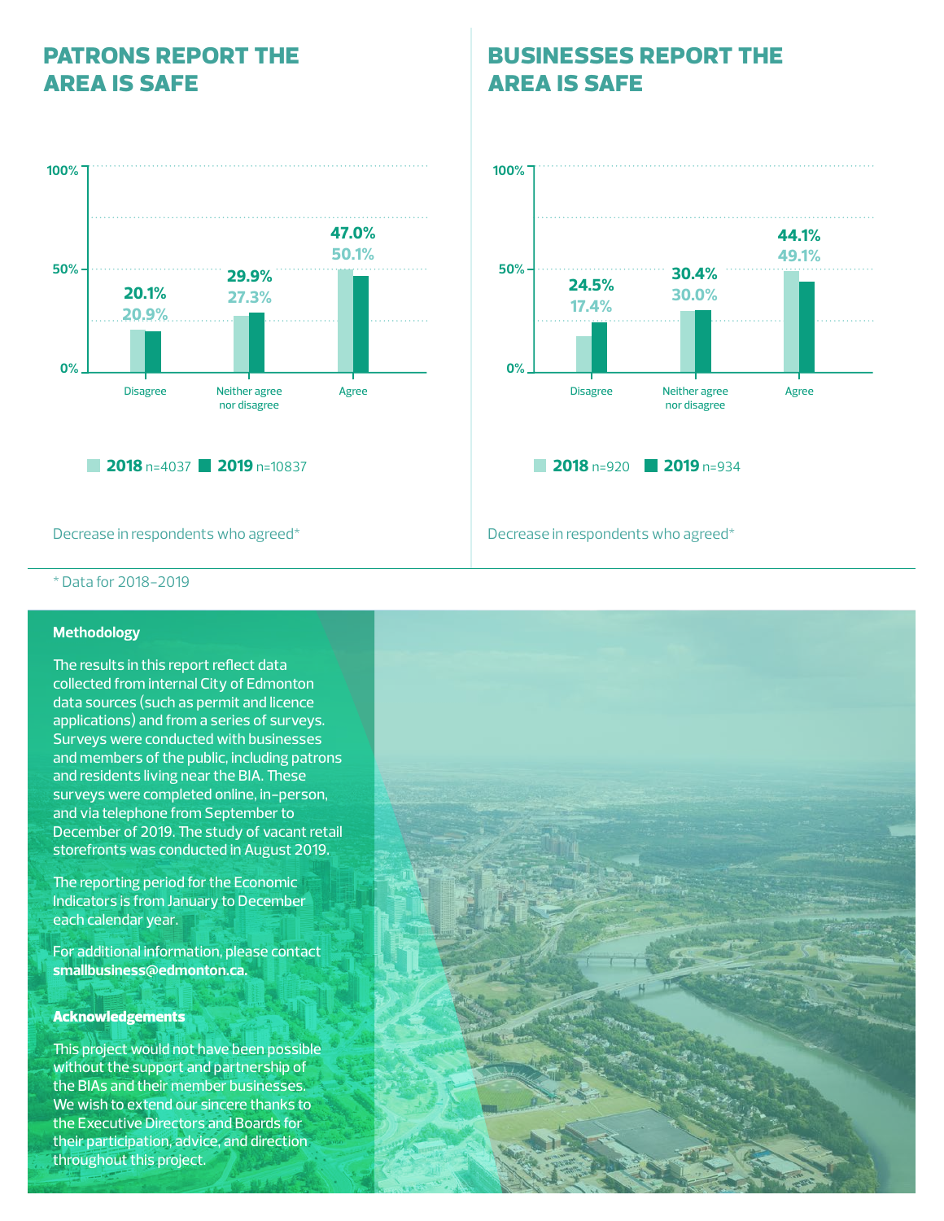## PATRONS REPORT THE AREA IS SAFE

100%

50%

0%

20.1%
20.9%

29.9%
27.3%

47.0%
50.1%

Disagree

Neither agree nor disagree

Agree

**2018** n=4037 **2019** n=10837

Decrease in respondents who agreed*

## BUSINESSES REPORT THE AREA IS SAFE

100%

50%

0%

24.5%
17.4%

30.4%
30.0%

44.1%
49.1%

Disagree

Neither agree nor disagree

Agree

**2018** n=920 **2019** n=934

Decrease in respondents who agreed*

* Data for 2018–2019

**Methodology**

The results in this report reflect data collected from internal City of Edmonton data sources (such as permit and licence applications) and from a series of surveys. Surveys were conducted with businesses and members of the public, including patrons and residents living near the BIA. These surveys were completed online, in-person, and via telephone from September to December of 2019. The study of vacant retail storefronts was conducted in August 2019.

The reporting period for the Economic Indicators is from January to December each calendar year.

For additional information, please contact **smallbusiness@edmonton.ca.**

**Acknowledgements**

This project would not have been possible without the support and partnership of the BIAs and their member businesses. We wish to extend our sincere thanks to the Executive Directors and Boards for their participation, advice, and direction throughout this project.